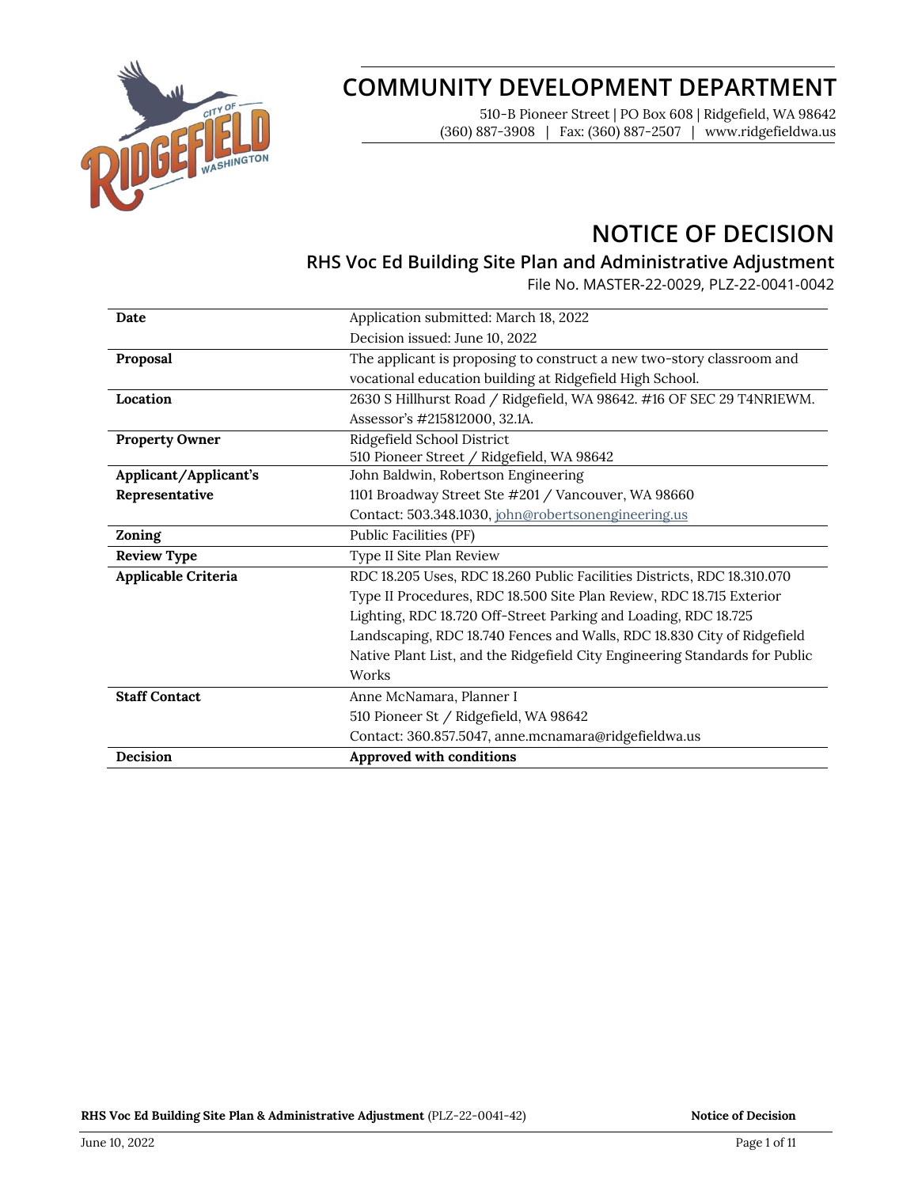# COMMUNITY DEVELOPMENT DEPARTMENT

510-B Pioneer Street | PO Box 608 | Ridgefield, WA 98642
(360) 887-3908 | Fax: (360) 887-2507 | www.ridgefieldwa.us

# NOTICE OF DECISION

## RHS Voc Ed Building Site Plan and Administrative Adjustment

File No. MASTER-22-0029, PLZ-22-0041-0042

| | |
|---|---|
| **Date** | Application submitted: March 18, 2022<br>Decision issued: June 10, 2022 |
| **Proposal** | The applicant is proposing to construct a new two-story classroom and vocational education building at Ridgefield High School. |
| **Location** | 2630 S Hillhurst Road / Ridgefield, WA 98642. #16 OF SEC 29 T4NR1EWM. Assessor's #215812000, 32.1A. |
| **Property Owner** | Ridgefield School District<br>510 Pioneer Street / Ridgefield, WA 98642 |
| **Applicant/Applicant's Representative** | John Baldwin, Robertson Engineering<br>1101 Broadway Street Ste #201 / Vancouver, WA 98660<br>Contact: 503.348.1030, john@robertsonengineering.us |
| **Zoning** | Public Facilities (PF) |
| **Review Type** | Type II Site Plan Review |
| **Applicable Criteria** | RDC 18.205 Uses, RDC 18.260 Public Facilities Districts, RDC 18.310.070 Type II Procedures, RDC 18.500 Site Plan Review, RDC 18.715 Exterior Lighting, RDC 18.720 Off-Street Parking and Loading, RDC 18.725 Landscaping, RDC 18.740 Fences and Walls, RDC 18.830 City of Ridgefield Native Plant List, and the Ridgefield City Engineering Standards for Public Works |
| **Staff Contact** | Anne McNamara, Planner I<br>510 Pioneer St / Ridgefield, WA 98642<br>Contact: 360.857.5047, anne.mcnamara@ridgefieldwa.us |
| **Decision** | **Approved with conditions** |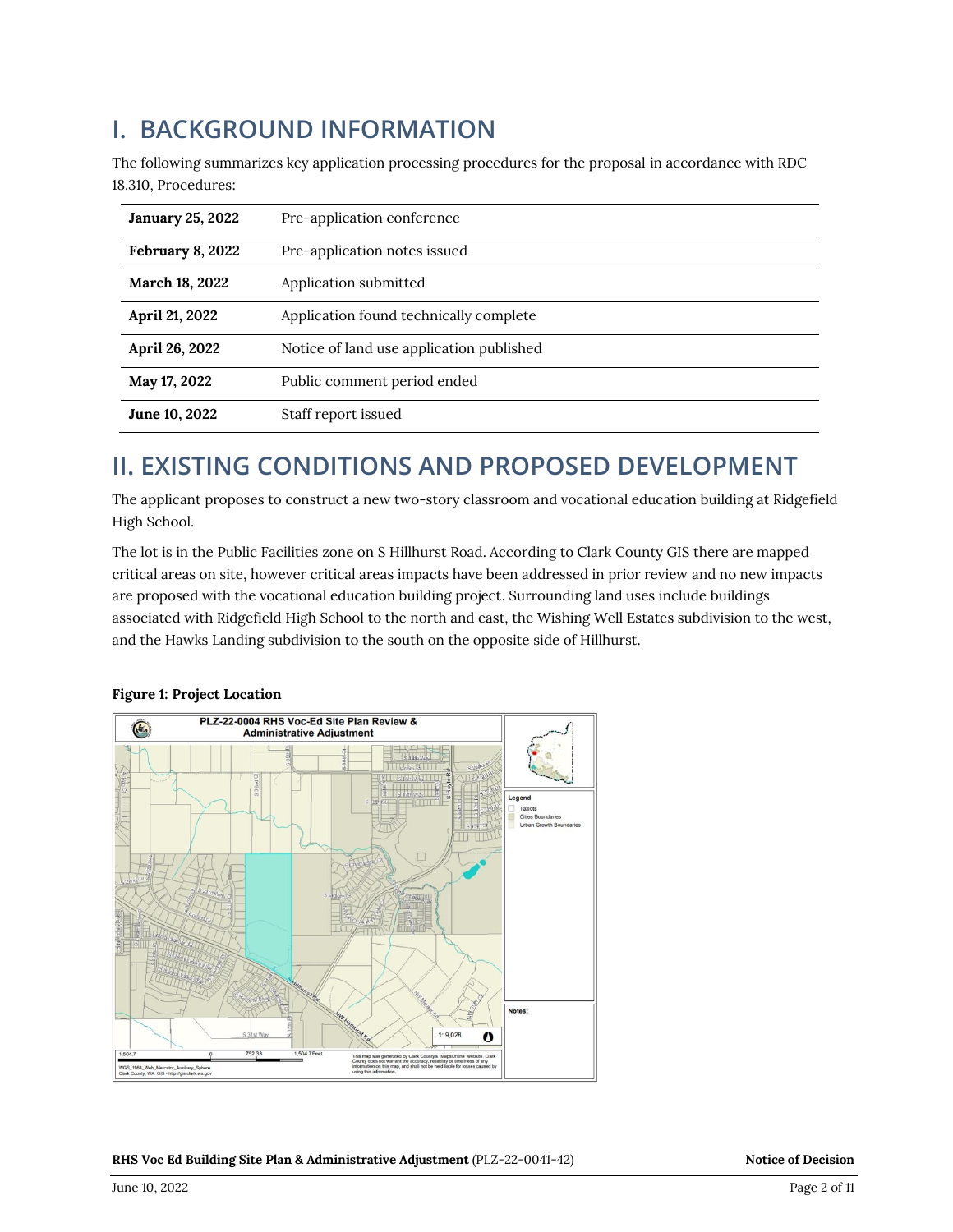# I. BACKGROUND INFORMATION

The following summarizes key application processing procedures for the proposal in accordance with RDC 18.310, Procedures:

| | |
|---|---|
| **January 25, 2022** | Pre-application conference |
| **February 8, 2022** | Pre-application notes issued |
| **March 18, 2022** | Application submitted |
| **April 21, 2022** | Application found technically complete |
| **April 26, 2022** | Notice of land use application published |
| **May 17, 2022** | Public comment period ended |
| **June 10, 2022** | Staff report issued |

# II. EXISTING CONDITIONS AND PROPOSED DEVELOPMENT

The applicant proposes to construct a new two-story classroom and vocational education building at Ridgefield High School.

The lot is in the Public Facilities zone on S Hillhurst Road. According to Clark County GIS there are mapped critical areas on site, however critical areas impacts have been addressed in prior review and no new impacts are proposed with the vocational education building project. Surrounding land uses include buildings associated with Ridgefield High School to the north and east, the Wishing Well Estates subdivision to the west, and the Hawks Landing subdivision to the south on the opposite side of Hillhurst.

**Figure 1: Project Location**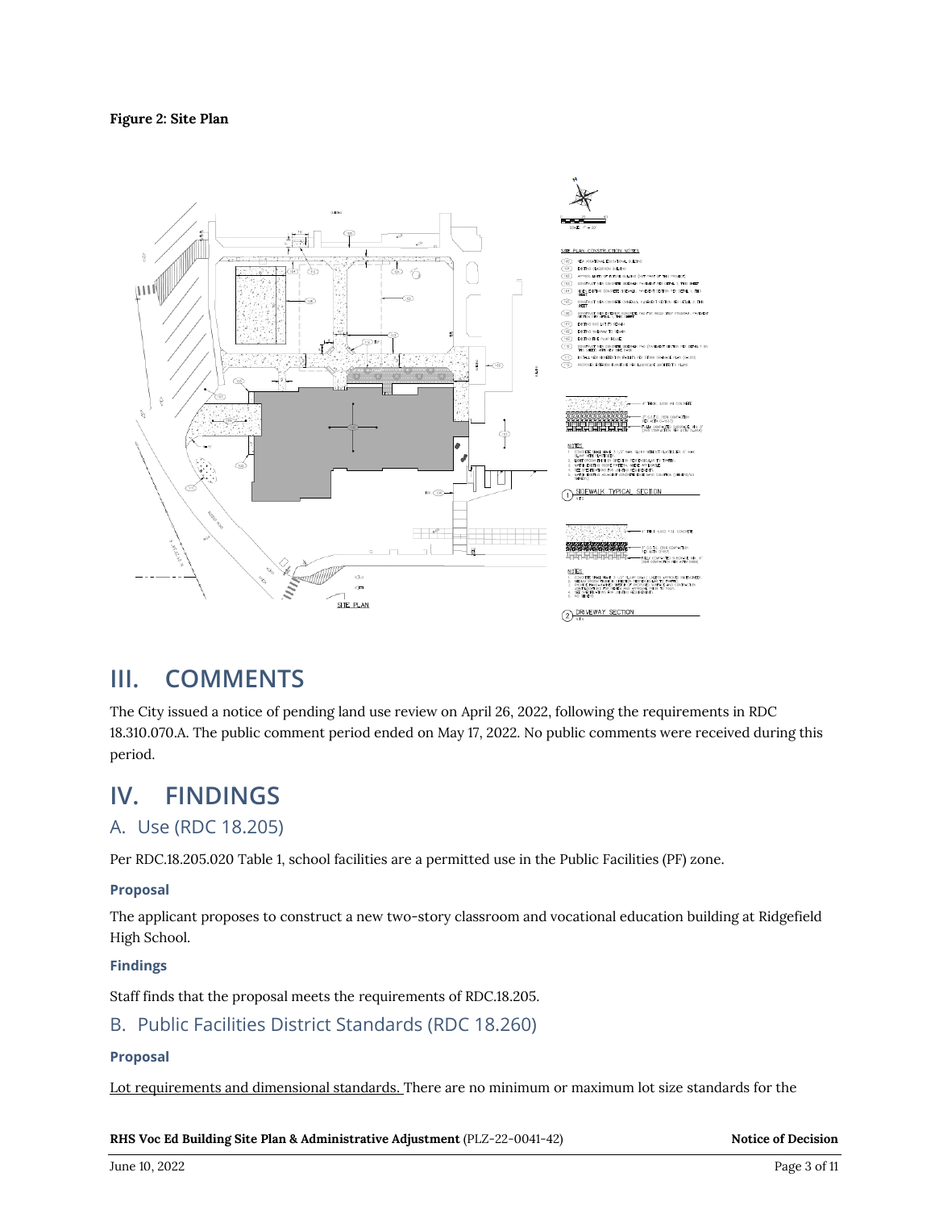**Figure 2: Site Plan**

## III. COMMENTS

The City issued a notice of pending land use review on April 26, 2022, following the requirements in RDC 18.310.070.A. The public comment period ended on May 17, 2022. No public comments were received during this period.

## IV. FINDINGS

### A. Use (RDC 18.205)

Per RDC.18.205.020 Table 1, school facilities are a permitted use in the Public Facilities (PF) zone.

#### Proposal

The applicant proposes to construct a new two-story classroom and vocational education building at Ridgefield High School.

#### Findings

Staff finds that the proposal meets the requirements of RDC.18.205.

### B. Public Facilities District Standards (RDC 18.260)

#### Proposal

Lot requirements and dimensional standards. There are no minimum or maximum lot size standards for the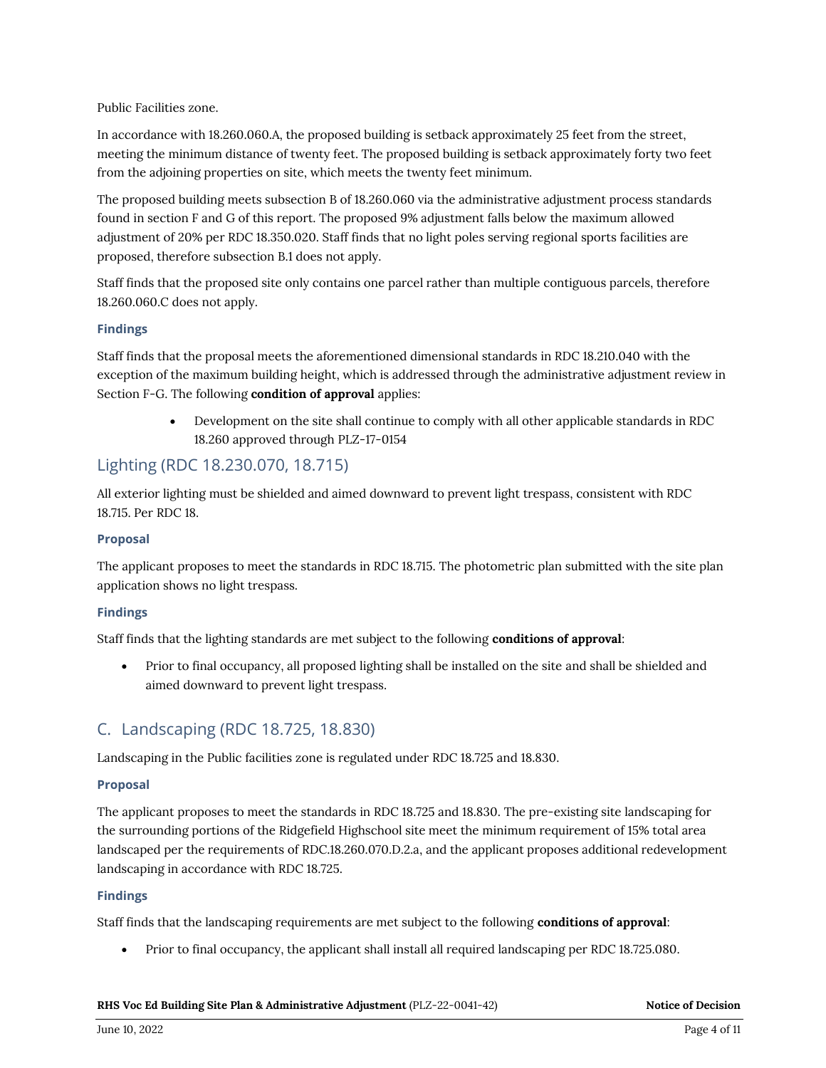Public Facilities zone.

In accordance with 18.260.060.A, the proposed building is setback approximately 25 feet from the street, meeting the minimum distance of twenty feet. The proposed building is setback approximately forty two feet from the adjoining properties on site, which meets the twenty feet minimum.

The proposed building meets subsection B of 18.260.060 via the administrative adjustment process standards found in section F and G of this report. The proposed 9% adjustment falls below the maximum allowed adjustment of 20% per RDC 18.350.020. Staff finds that no light poles serving regional sports facilities are proposed, therefore subsection B.1 does not apply.

Staff finds that the proposed site only contains one parcel rather than multiple contiguous parcels, therefore 18.260.060.C does not apply.

#### Findings

Staff finds that the proposal meets the aforementioned dimensional standards in RDC 18.210.040 with the exception of the maximum building height, which is addressed through the administrative adjustment review in Section F-G. The following **condition of approval** applies:

- Development on the site shall continue to comply with all other applicable standards in RDC 18.260 approved through PLZ-17-0154

### Lighting (RDC 18.230.070, 18.715)

All exterior lighting must be shielded and aimed downward to prevent light trespass, consistent with RDC 18.715. Per RDC 18.

#### Proposal

The applicant proposes to meet the standards in RDC 18.715. The photometric plan submitted with the site plan application shows no light trespass.

#### Findings

Staff finds that the lighting standards are met subject to the following **conditions of approval**:

- Prior to final occupancy, all proposed lighting shall be installed on the site and shall be shielded and aimed downward to prevent light trespass.

## C. Landscaping (RDC 18.725, 18.830)

Landscaping in the Public facilities zone is regulated under RDC 18.725 and 18.830.

#### Proposal

The applicant proposes to meet the standards in RDC 18.725 and 18.830. The pre-existing site landscaping for the surrounding portions of the Ridgefield Highschool site meet the minimum requirement of 15% total area landscaped per the requirements of RDC.18.260.070.D.2.a, and the applicant proposes additional redevelopment landscaping in accordance with RDC 18.725.

#### Findings

Staff finds that the landscaping requirements are met subject to the following **conditions of approval**:

- Prior to final occupancy, the applicant shall install all required landscaping per RDC 18.725.080.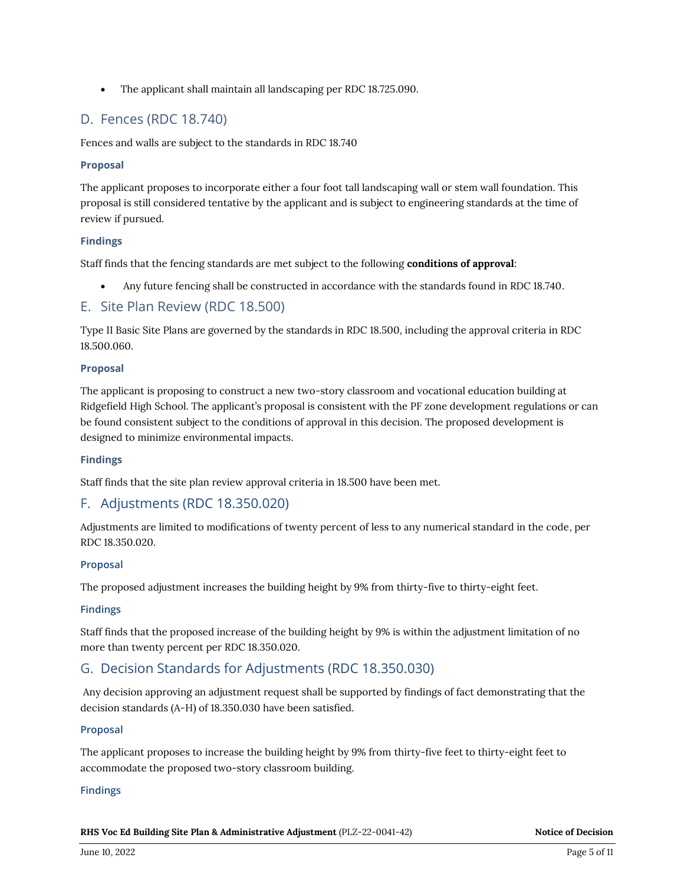- The applicant shall maintain all landscaping per RDC 18.725.090.

## D. Fences (RDC 18.740)

Fences and walls are subject to the standards in RDC 18.740

### Proposal

The applicant proposes to incorporate either a four foot tall landscaping wall or stem wall foundation. This proposal is still considered tentative by the applicant and is subject to engineering standards at the time of review if pursued.

### Findings

Staff finds that the fencing standards are met subject to the following **conditions of approval**:

- Any future fencing shall be constructed in accordance with the standards found in RDC 18.740.

## E. Site Plan Review (RDC 18.500)

Type II Basic Site Plans are governed by the standards in RDC 18.500, including the approval criteria in RDC 18.500.060.

### Proposal

The applicant is proposing to construct a new two-story classroom and vocational education building at Ridgefield High School. The applicant's proposal is consistent with the PF zone development regulations or can be found consistent subject to the conditions of approval in this decision. The proposed development is designed to minimize environmental impacts.

### Findings

Staff finds that the site plan review approval criteria in 18.500 have been met.

## F. Adjustments (RDC 18.350.020)

Adjustments are limited to modifications of twenty percent of less to any numerical standard in the code, per RDC 18.350.020.

### Proposal

The proposed adjustment increases the building height by 9% from thirty-five to thirty-eight feet.

### Findings

Staff finds that the proposed increase of the building height by 9% is within the adjustment limitation of no more than twenty percent per RDC 18.350.020.

## G. Decision Standards for Adjustments (RDC 18.350.030)

Any decision approving an adjustment request shall be supported by findings of fact demonstrating that the decision standards (A-H) of 18.350.030 have been satisfied.

### Proposal

The applicant proposes to increase the building height by 9% from thirty-five feet to thirty-eight feet to accommodate the proposed two-story classroom building.

### Findings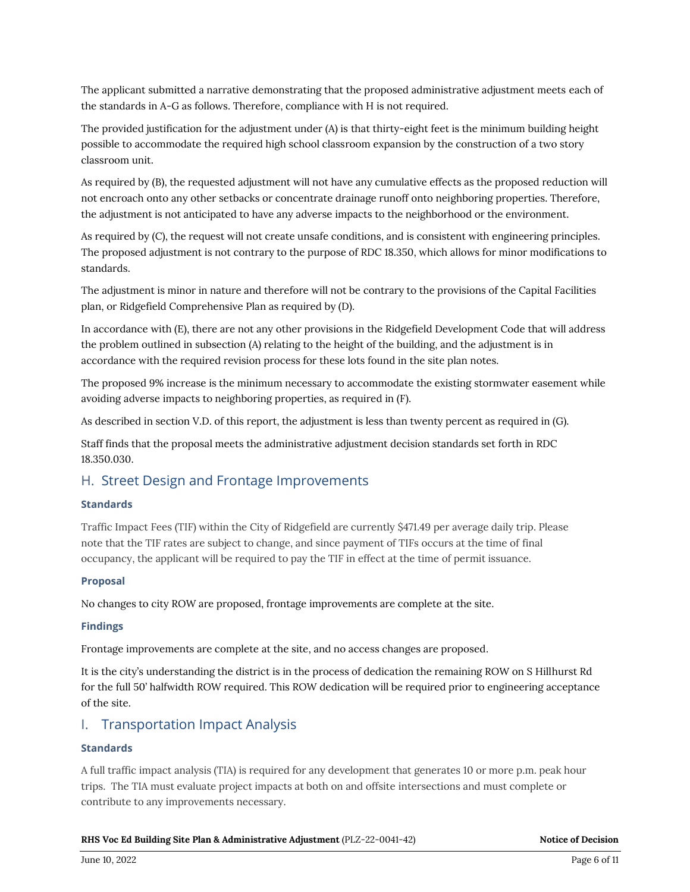The applicant submitted a narrative demonstrating that the proposed administrative adjustment meets each of the standards in A-G as follows. Therefore, compliance with H is not required.

The provided justification for the adjustment under (A) is that thirty-eight feet is the minimum building height possible to accommodate the required high school classroom expansion by the construction of a two story classroom unit.

As required by (B), the requested adjustment will not have any cumulative effects as the proposed reduction will not encroach onto any other setbacks or concentrate drainage runoff onto neighboring properties. Therefore, the adjustment is not anticipated to have any adverse impacts to the neighborhood or the environment.

As required by (C), the request will not create unsafe conditions, and is consistent with engineering principles. The proposed adjustment is not contrary to the purpose of RDC 18.350, which allows for minor modifications to standards.

The adjustment is minor in nature and therefore will not be contrary to the provisions of the Capital Facilities plan, or Ridgefield Comprehensive Plan as required by (D).

In accordance with (E), there are not any other provisions in the Ridgefield Development Code that will address the problem outlined in subsection (A) relating to the height of the building, and the adjustment is in accordance with the required revision process for these lots found in the site plan notes.

The proposed 9% increase is the minimum necessary to accommodate the existing stormwater easement while avoiding adverse impacts to neighboring properties, as required in (F).

As described in section V.D. of this report, the adjustment is less than twenty percent as required in (G).

Staff finds that the proposal meets the administrative adjustment decision standards set forth in RDC 18.350.030.

## H. Street Design and Frontage Improvements

### Standards

Traffic Impact Fees (TIF) within the City of Ridgefield are currently $471.49 per average daily trip. Please note that the TIF rates are subject to change, and since payment of TIFs occurs at the time of final occupancy, the applicant will be required to pay the TIF in effect at the time of permit issuance.

### Proposal

No changes to city ROW are proposed, frontage improvements are complete at the site.

### Findings

Frontage improvements are complete at the site, and no access changes are proposed.

It is the city's understanding the district is in the process of dedication the remaining ROW on S Hillhurst Rd for the full 50' halfwidth ROW required. This ROW dedication will be required prior to engineering acceptance of the site.

## I. Transportation Impact Analysis

### Standards

A full traffic impact analysis (TIA) is required for any development that generates 10 or more p.m. peak hour trips. The TIA must evaluate project impacts at both on and offsite intersections and must complete or contribute to any improvements necessary.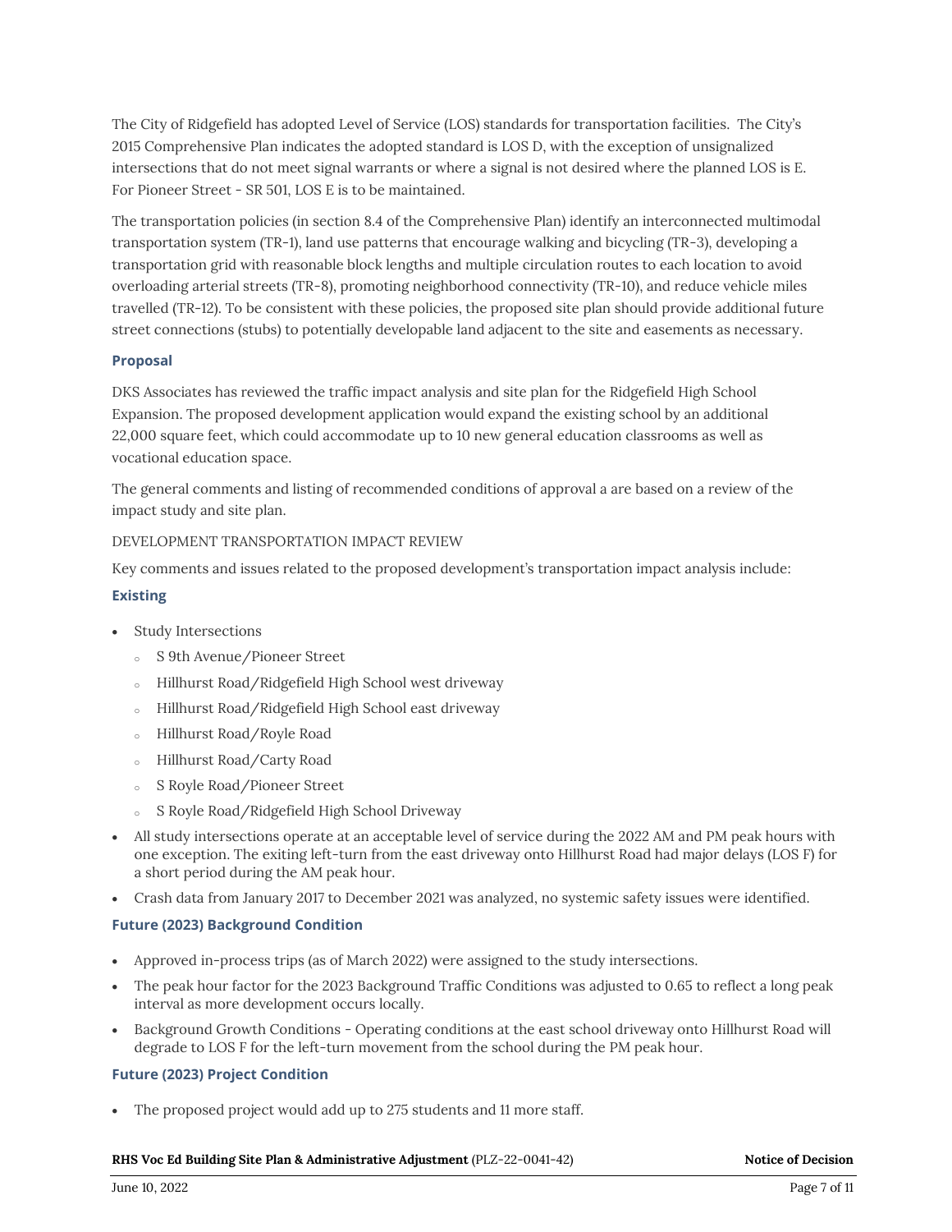The City of Ridgefield has adopted Level of Service (LOS) standards for transportation facilities. The City's 2015 Comprehensive Plan indicates the adopted standard is LOS D, with the exception of unsignalized intersections that do not meet signal warrants or where a signal is not desired where the planned LOS is E. For Pioneer Street - SR 501, LOS E is to be maintained.

The transportation policies (in section 8.4 of the Comprehensive Plan) identify an interconnected multimodal transportation system (TR-1), land use patterns that encourage walking and bicycling (TR-3), developing a transportation grid with reasonable block lengths and multiple circulation routes to each location to avoid overloading arterial streets (TR-8), promoting neighborhood connectivity (TR-10), and reduce vehicle miles travelled (TR-12). To be consistent with these policies, the proposed site plan should provide additional future street connections (stubs) to potentially developable land adjacent to the site and easements as necessary.

### Proposal

DKS Associates has reviewed the traffic impact analysis and site plan for the Ridgefield High School Expansion. The proposed development application would expand the existing school by an additional 22,000 square feet, which could accommodate up to 10 new general education classrooms as well as vocational education space.

The general comments and listing of recommended conditions of approval a are based on a review of the impact study and site plan.

DEVELOPMENT TRANSPORTATION IMPACT REVIEW

Key comments and issues related to the proposed development's transportation impact analysis include:

### Existing

- Study Intersections
  - S 9th Avenue/Pioneer Street
  - Hillhurst Road/Ridgefield High School west driveway
  - Hillhurst Road/Ridgefield High School east driveway
  - Hillhurst Road/Royle Road
  - Hillhurst Road/Carty Road
  - S Royle Road/Pioneer Street
  - S Royle Road/Ridgefield High School Driveway
- All study intersections operate at an acceptable level of service during the 2022 AM and PM peak hours with one exception. The exiting left-turn from the east driveway onto Hillhurst Road had major delays (LOS F) for a short period during the AM peak hour.
- Crash data from January 2017 to December 2021 was analyzed, no systemic safety issues were identified.

### Future (2023) Background Condition

- Approved in-process trips (as of March 2022) were assigned to the study intersections.
- The peak hour factor for the 2023 Background Traffic Conditions was adjusted to 0.65 to reflect a long peak interval as more development occurs locally.
- Background Growth Conditions - Operating conditions at the east school driveway onto Hillhurst Road will degrade to LOS F for the left-turn movement from the school during the PM peak hour.

### Future (2023) Project Condition

- The proposed project would add up to 275 students and 11 more staff.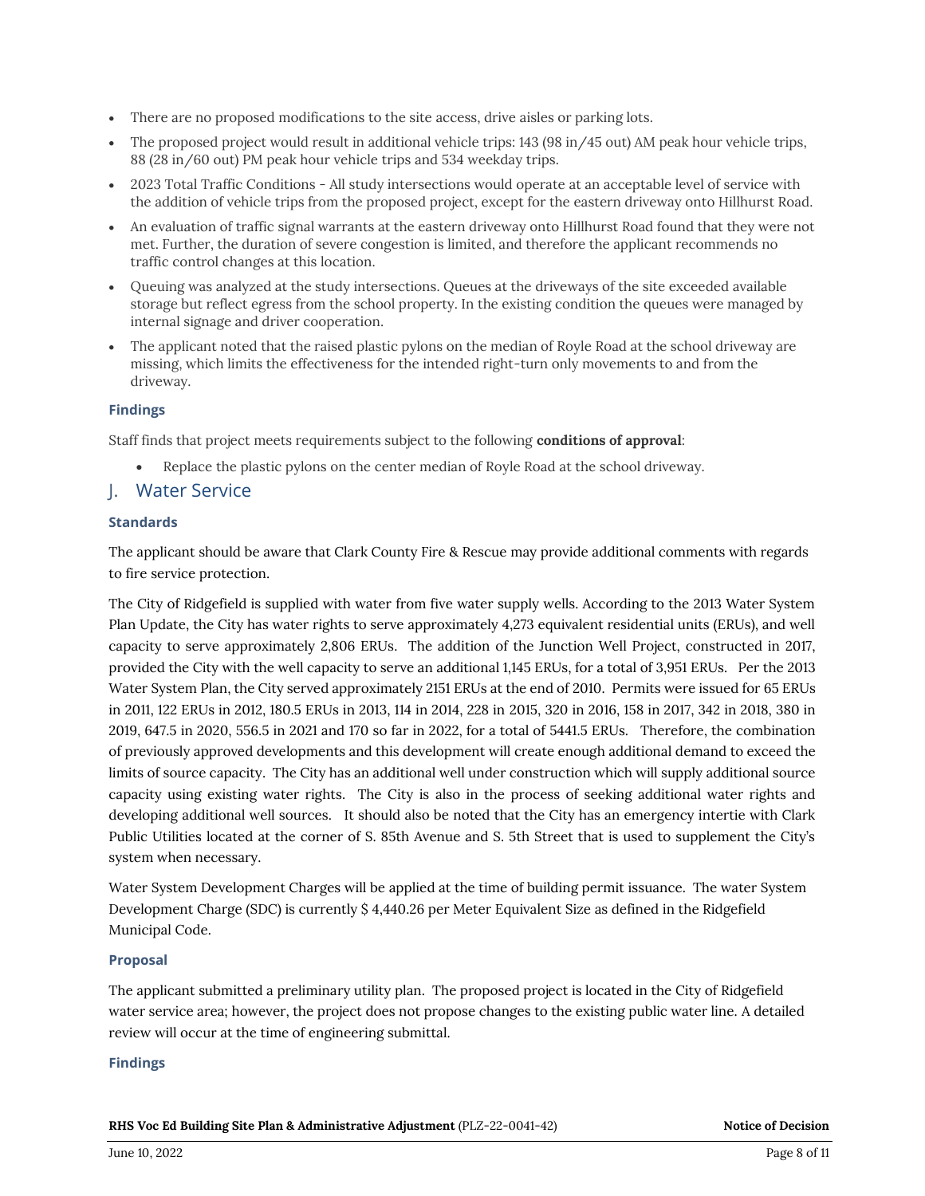- There are no proposed modifications to the site access, drive aisles or parking lots.
- The proposed project would result in additional vehicle trips: 143 (98 in/45 out) AM peak hour vehicle trips, 88 (28 in/60 out) PM peak hour vehicle trips and 534 weekday trips.
- 2023 Total Traffic Conditions - All study intersections would operate at an acceptable level of service with the addition of vehicle trips from the proposed project, except for the eastern driveway onto Hillhurst Road.
- An evaluation of traffic signal warrants at the eastern driveway onto Hillhurst Road found that they were not met. Further, the duration of severe congestion is limited, and therefore the applicant recommends no traffic control changes at this location.
- Queuing was analyzed at the study intersections. Queues at the driveways of the site exceeded available storage but reflect egress from the school property. In the existing condition the queues were managed by internal signage and driver cooperation.
- The applicant noted that the raised plastic pylons on the median of Royle Road at the school driveway are missing, which limits the effectiveness for the intended right-turn only movements to and from the driveway.

#### Findings

Staff finds that project meets requirements subject to the following **conditions of approval**:

- Replace the plastic pylons on the center median of Royle Road at the school driveway.

## J. Water Service

#### Standards

The applicant should be aware that Clark County Fire & Rescue may provide additional comments with regards to fire service protection.

The City of Ridgefield is supplied with water from five water supply wells. According to the 2013 Water System Plan Update, the City has water rights to serve approximately 4,273 equivalent residential units (ERUs), and well capacity to serve approximately 2,806 ERUs. The addition of the Junction Well Project, constructed in 2017, provided the City with the well capacity to serve an additional 1,145 ERUs, for a total of 3,951 ERUs. Per the 2013 Water System Plan, the City served approximately 2151 ERUs at the end of 2010. Permits were issued for 65 ERUs in 2011, 122 ERUs in 2012, 180.5 ERUs in 2013, 114 in 2014, 228 in 2015, 320 in 2016, 158 in 2017, 342 in 2018, 380 in 2019, 647.5 in 2020, 556.5 in 2021 and 170 so far in 2022, for a total of 5441.5 ERUs. Therefore, the combination of previously approved developments and this development will create enough additional demand to exceed the limits of source capacity. The City has an additional well under construction which will supply additional source capacity using existing water rights. The City is also in the process of seeking additional water rights and developing additional well sources. It should also be noted that the City has an emergency intertie with Clark Public Utilities located at the corner of S. 85th Avenue and S. 5th Street that is used to supplement the City's system when necessary.

Water System Development Charges will be applied at the time of building permit issuance. The water System Development Charge (SDC) is currently $ 4,440.26 per Meter Equivalent Size as defined in the Ridgefield Municipal Code.

#### Proposal

The applicant submitted a preliminary utility plan. The proposed project is located in the City of Ridgefield water service area; however, the project does not propose changes to the existing public water line. A detailed review will occur at the time of engineering submittal.

#### Findings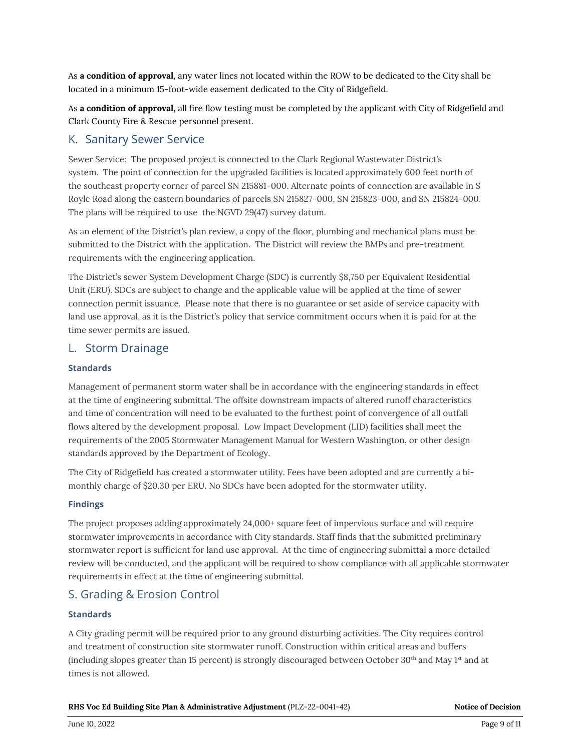As **a condition of approval**, any water lines not located within the ROW to be dedicated to the City shall be located in a minimum 15-foot-wide easement dedicated to the City of Ridgefield.

As **a condition of approval,** all fire flow testing must be completed by the applicant with City of Ridgefield and Clark County Fire & Rescue personnel present.

## K. Sanitary Sewer Service

Sewer Service: The proposed project is connected to the Clark Regional Wastewater District's system. The point of connection for the upgraded facilities is located approximately 600 feet north of the southeast property corner of parcel SN 215881-000. Alternate points of connection are available in S Royle Road along the eastern boundaries of parcels SN 215827-000, SN 215823-000, and SN 215824-000. The plans will be required to use the NGVD 29(47) survey datum.

As an element of the District's plan review, a copy of the floor, plumbing and mechanical plans must be submitted to the District with the application. The District will review the BMPs and pre-treatment requirements with the engineering application.

The District's sewer System Development Charge (SDC) is currently $8,750 per Equivalent Residential Unit (ERU). SDCs are subject to change and the applicable value will be applied at the time of sewer connection permit issuance. Please note that there is no guarantee or set aside of service capacity with land use approval, as it is the District's policy that service commitment occurs when it is paid for at the time sewer permits are issued.

## L. Storm Drainage

### Standards

Management of permanent storm water shall be in accordance with the engineering standards in effect at the time of engineering submittal. The offsite downstream impacts of altered runoff characteristics and time of concentration will need to be evaluated to the furthest point of convergence of all outfall flows altered by the development proposal. Low Impact Development (LID) facilities shall meet the requirements of the 2005 Stormwater Management Manual for Western Washington, or other design standards approved by the Department of Ecology.

The City of Ridgefield has created a stormwater utility. Fees have been adopted and are currently a bi-monthly charge of $20.30 per ERU. No SDCs have been adopted for the stormwater utility.

### Findings

The project proposes adding approximately 24,000+ square feet of impervious surface and will require stormwater improvements in accordance with City standards. Staff finds that the submitted preliminary stormwater report is sufficient for land use approval. At the time of engineering submittal a more detailed review will be conducted, and the applicant will be required to show compliance with all applicable stormwater requirements in effect at the time of engineering submittal.

## S. Grading & Erosion Control

### Standards

A City grading permit will be required prior to any ground disturbing activities. The City requires control and treatment of construction site stormwater runoff. Construction within critical areas and buffers (including slopes greater than 15 percent) is strongly discouraged between October 30th and May 1st and at times is not allowed.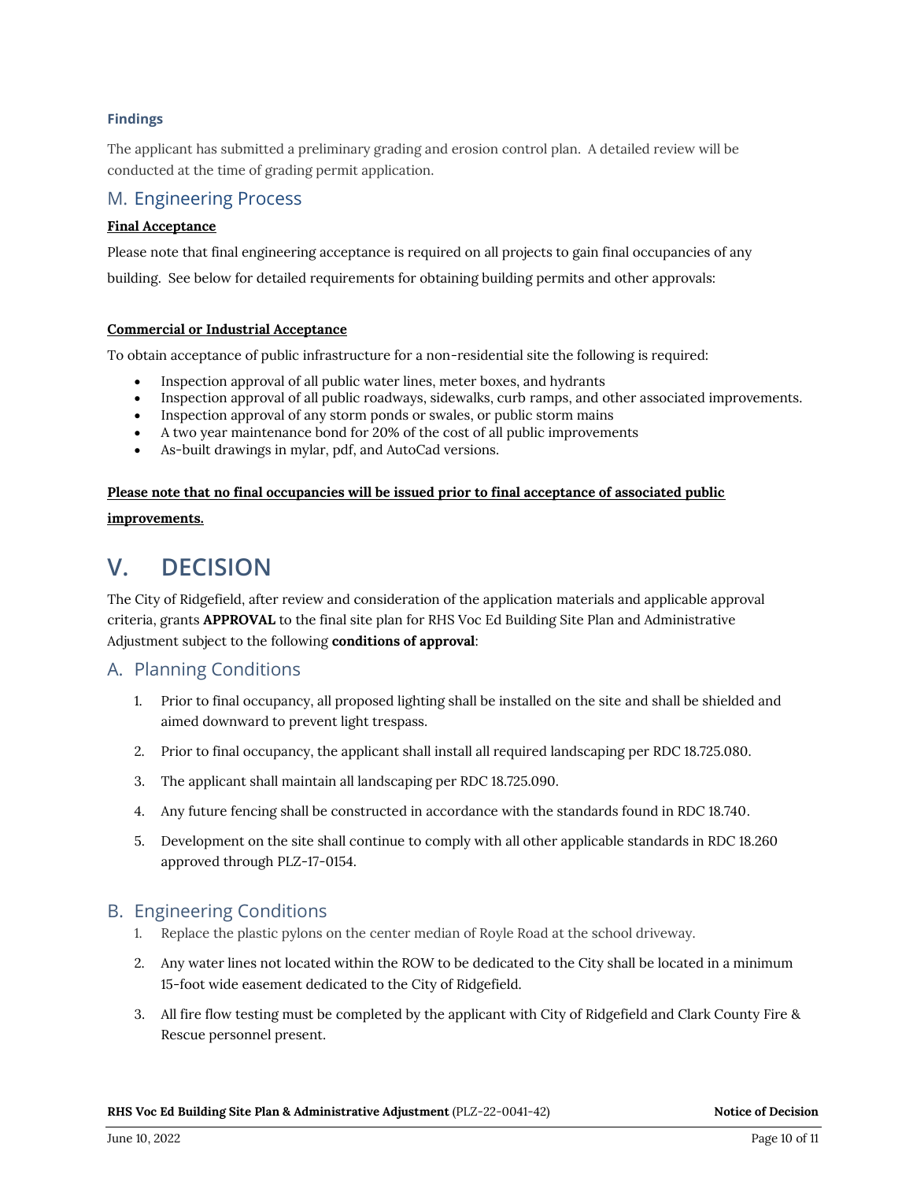#### Findings

The applicant has submitted a preliminary grading and erosion control plan. A detailed review will be conducted at the time of grading permit application.

### M. Engineering Process

**Final Acceptance**

Please note that final engineering acceptance is required on all projects to gain final occupancies of any building. See below for detailed requirements for obtaining building permits and other approvals:

**Commercial or Industrial Acceptance**

To obtain acceptance of public infrastructure for a non-residential site the following is required:

- Inspection approval of all public water lines, meter boxes, and hydrants
- Inspection approval of all public roadways, sidewalks, curb ramps, and other associated improvements.
- Inspection approval of any storm ponds or swales, or public storm mains
- A two year maintenance bond for 20% of the cost of all public improvements
- As-built drawings in mylar, pdf, and AutoCad versions.

**Please note that no final occupancies will be issued prior to final acceptance of associated public improvements.**

## V. DECISION

The City of Ridgefield, after review and consideration of the application materials and applicable approval criteria, grants **APPROVAL** to the final site plan for RHS Voc Ed Building Site Plan and Administrative Adjustment subject to the following **conditions of approval**:

### A. Planning Conditions

1. Prior to final occupancy, all proposed lighting shall be installed on the site and shall be shielded and aimed downward to prevent light trespass.
2. Prior to final occupancy, the applicant shall install all required landscaping per RDC 18.725.080.
3. The applicant shall maintain all landscaping per RDC 18.725.090.
4. Any future fencing shall be constructed in accordance with the standards found in RDC 18.740.
5. Development on the site shall continue to comply with all other applicable standards in RDC 18.260 approved through PLZ-17-0154.

### B. Engineering Conditions

1. Replace the plastic pylons on the center median of Royle Road at the school driveway.
2. Any water lines not located within the ROW to be dedicated to the City shall be located in a minimum 15-foot wide easement dedicated to the City of Ridgefield.
3. All fire flow testing must be completed by the applicant with City of Ridgefield and Clark County Fire & Rescue personnel present.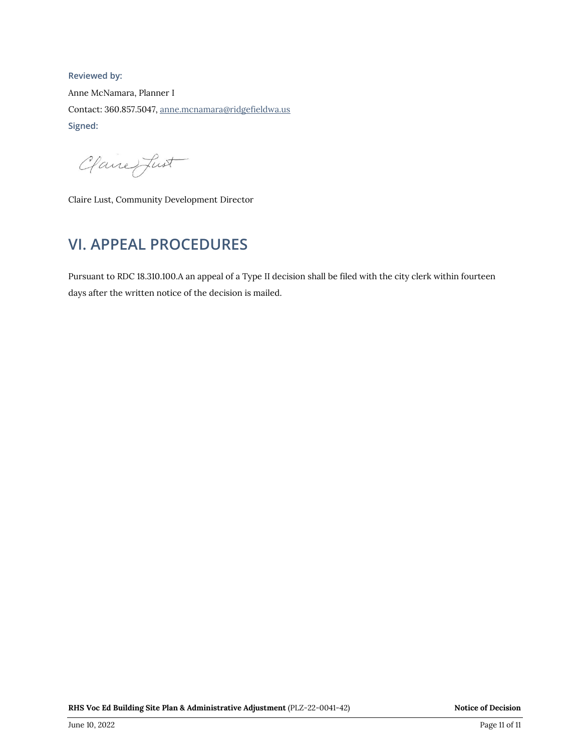**Reviewed by:**

Anne McNamara, Planner I

Contact: 360.857.5047, anne.mcnamara@ridgefieldwa.us

**Signed:**

Claire Lust, Community Development Director

## VI. APPEAL PROCEDURES

Pursuant to RDC 18.310.100.A an appeal of a Type II decision shall be filed with the city clerk within fourteen days after the written notice of the decision is mailed.